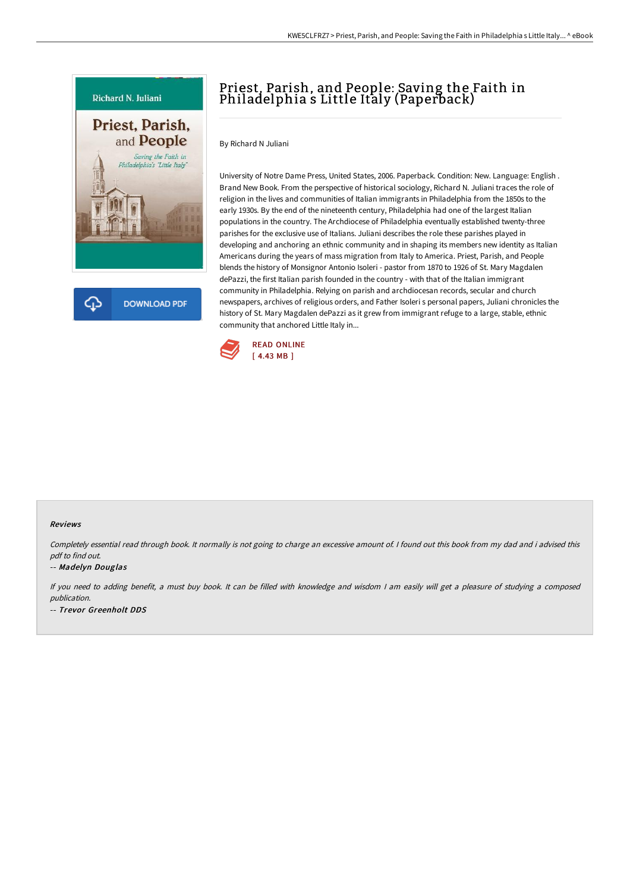# Priest, Parish, and People: Saving the Faith in Philadelphia s Little Italy (Paperback)

By Richard N Juliani

University of Notre Dame Press, United States, 2006. Paperback. Condition: New. Language: English . Brand New Book. From the perspective of historical sociology, Richard N. Juliani traces the role of religion in the lives and communities of Italian immigrants in Philadelphia from the 1850s to the early 1930s. By the end of the nineteenth century, Philadelphia had one of the largest Italian populations in the country. The Archdiocese of Philadelphia eventually established twenty-three parishes for the exclusive use of Italians. Juliani describes the role these parishes played in developing and anchoring an ethnic community and in shaping its members new identity as Italian Americans during the years of mass migration from Italy to America. Priest, Parish, and People blends the history of Monsignor Antonio Isoleri - pastor from 1870 to 1926 of St. Mary Magdalen dePazzi, the first Italian parish founded in the country - with that of the Italian immigrant community in Philadelphia. Relying on parish and archdiocesan records, secular and church newspapers, archives of religious orders, and Father Isoleri s personal papers, Juliani chronicles the history of St. Mary Magdalen dePazzi as it grew from immigrant refuge to a large, stable, ethnic community that anchored Little Italy in...

READ ONLINE
[ 4.43 MB ]

## Reviews

*Completely essential read through book. It normally is not going to charge an excessive amount of. I found out this book from my dad and i advised this pdf to find out.*

-- *Madelyn Douglas*

*If you need to adding benefit, a must buy book. It can be filled with knowledge and wisdom I am easily will get a pleasure of studying a composed publication.*

-- *Trevor Greenholt DDS*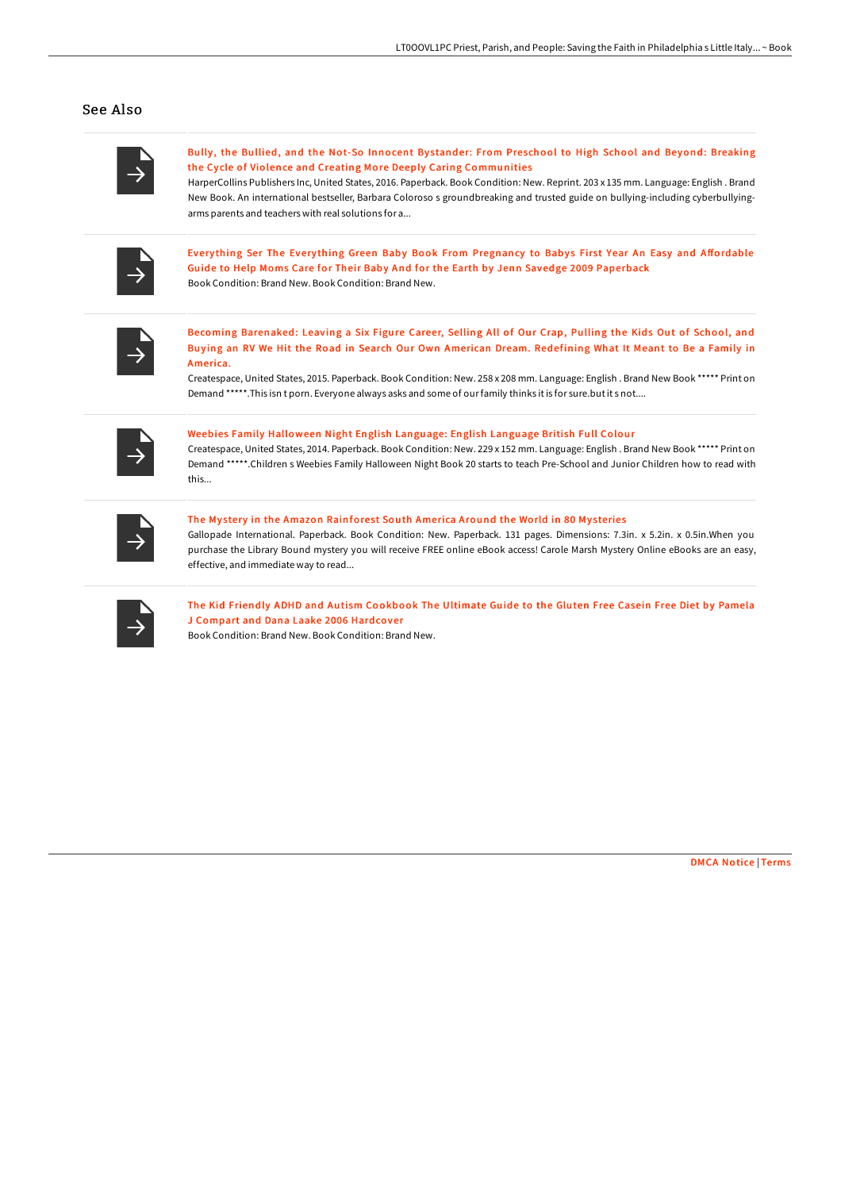## See Also

**Bully, the Bullied, and the Not-So Innocent Bystander: From Preschool to High School and Beyond: Breaking the Cycle of Violence and Creating More Deeply Caring Communities**

HarperCollins Publishers Inc, United States, 2016. Paperback. Book Condition: New. Reprint. 203 x 135 mm. Language: English . Brand New Book. An international bestseller, Barbara Coloroso s groundbreaking and trusted guide on bullying-including cyberbullying-arms parents and teachers with real solutions for a...

**Everything Ser The Everything Green Baby Book From Pregnancy to Babys First Year An Easy and Affordable Guide to Help Moms Care for Their Baby And for the Earth by Jenn Savedge 2009 Paperback**

Book Condition: Brand New. Book Condition: Brand New.

**Becoming Barenaked: Leaving a Six Figure Career, Selling All of Our Crap, Pulling the Kids Out of School, and Buying an RV We Hit the Road in Search Our Own American Dream. Redefining What It Meant to Be a Family in America.**

Createspace, United States, 2015. Paperback. Book Condition: New. 258 x 208 mm. Language: English . Brand New Book ***** Print on Demand *****.This isn t porn. Everyone always asks and some of our family thinks it is for sure.but it s not....

**Weebies Family Halloween Night English Language: English Language British Full Colour**

Createspace, United States, 2014. Paperback. Book Condition: New. 229 x 152 mm. Language: English . Brand New Book ***** Print on Demand *****.Children s Weebies Family Halloween Night Book 20 starts to teach Pre-School and Junior Children how to read with this...

**The Mystery in the Amazon Rainforest South America Around the World in 80 Mysteries**

Gallopade International. Paperback. Book Condition: New. Paperback. 131 pages. Dimensions: 7.3in. x 5.2in. x 0.5in.When you purchase the Library Bound mystery you will receive FREE online eBook access! Carole Marsh Mystery Online eBooks are an easy, effective, and immediate way to read...

**The Kid Friendly ADHD and Autism Cookbook The Ultimate Guide to the Gluten Free Casein Free Diet by Pamela J Compart and Dana Laake 2006 Hardcover**

Book Condition: Brand New. Book Condition: Brand New.

DMCA Notice | Terms